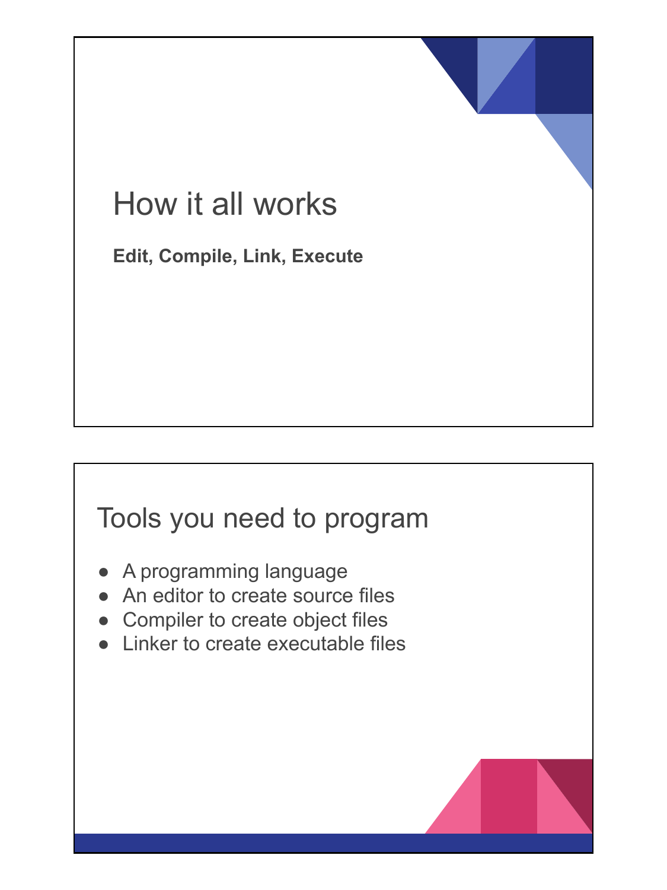# How it all works

**Edit, Compile, Link, Execute**

## Tools you need to program

- A programming language
- An editor to create source files
- Compiler to create object files
- Linker to create executable files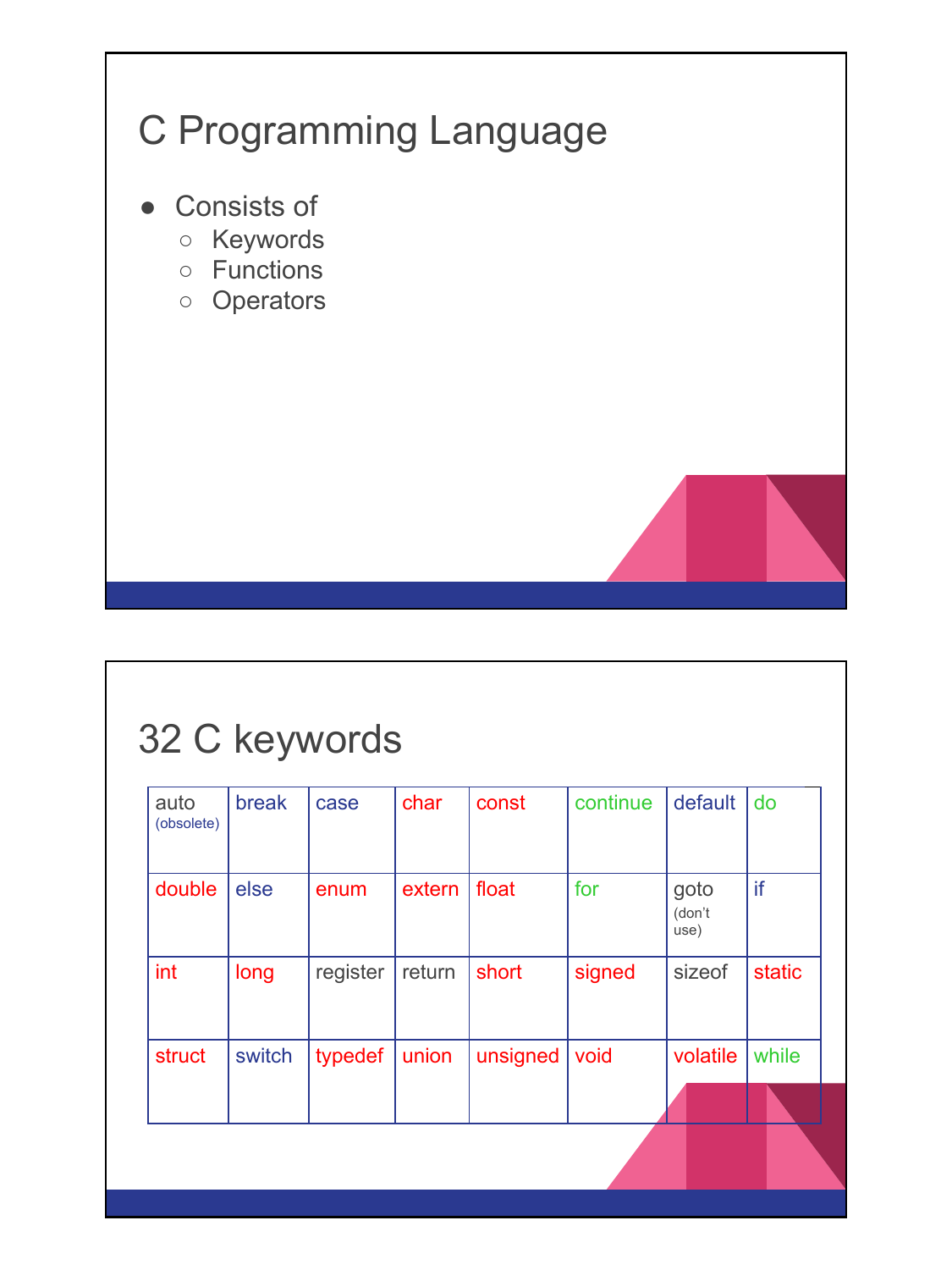# C Programming Language

- Consists of
  - Keywords
  - Functions
  - Operators

# 32 C keywords

| | | | | | | | |
|---|---|---|---|---|---|---|---|
| auto (obsolete) | break | case | char | const | continue | default | do |
| double | else | enum | extern | float | for | goto (don't use) | if |
| int | long | register | return | short | signed | sizeof | static |
| struct | switch | typedef | union | unsigned | void | volatile | while |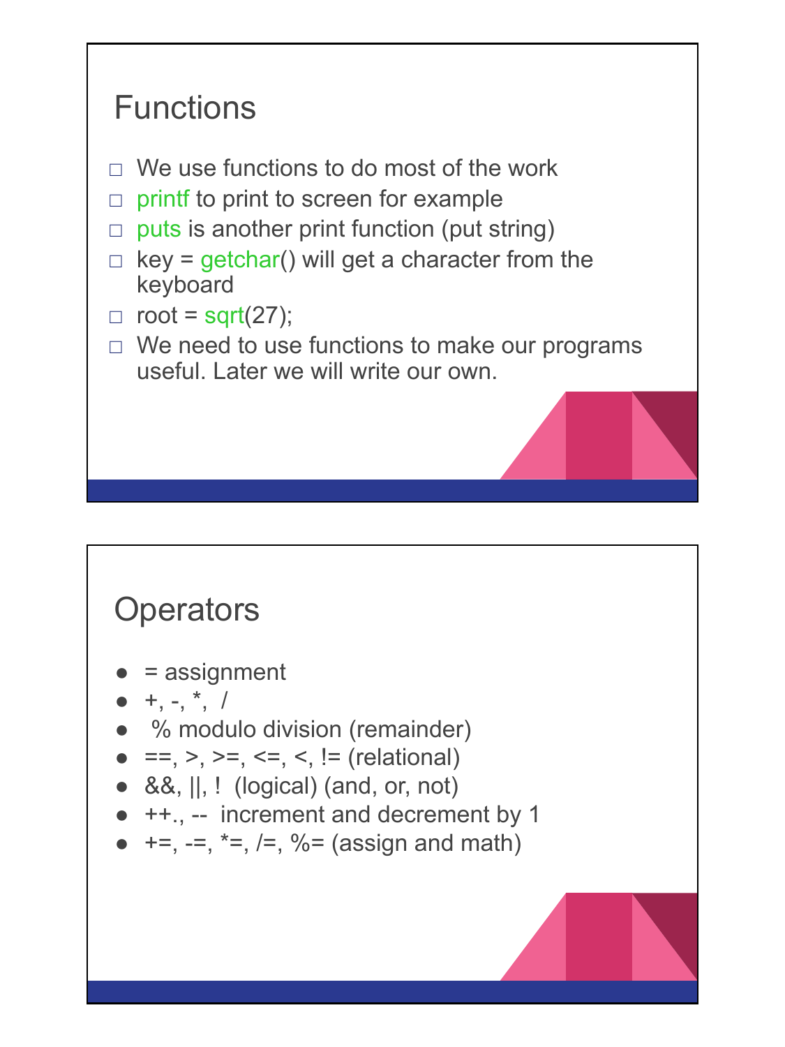## Functions

- We use functions to do most of the work
- printf to print to screen for example
- puts is another print function (put string)
- key = getchar() will get a character from the keyboard
- root = sqrt(27);
- We need to use functions to make our programs useful. Later we will write our own.

## Operators

- = assignment
- +, -, *,  /
- % modulo division (remainder)
- ==, >, >=, <=, <, != (relational)
- &&, ||, !  (logical) (and, or, not)
- ++., --  increment and decrement by 1
- +=, -=, *=, /=, %= (assign and math)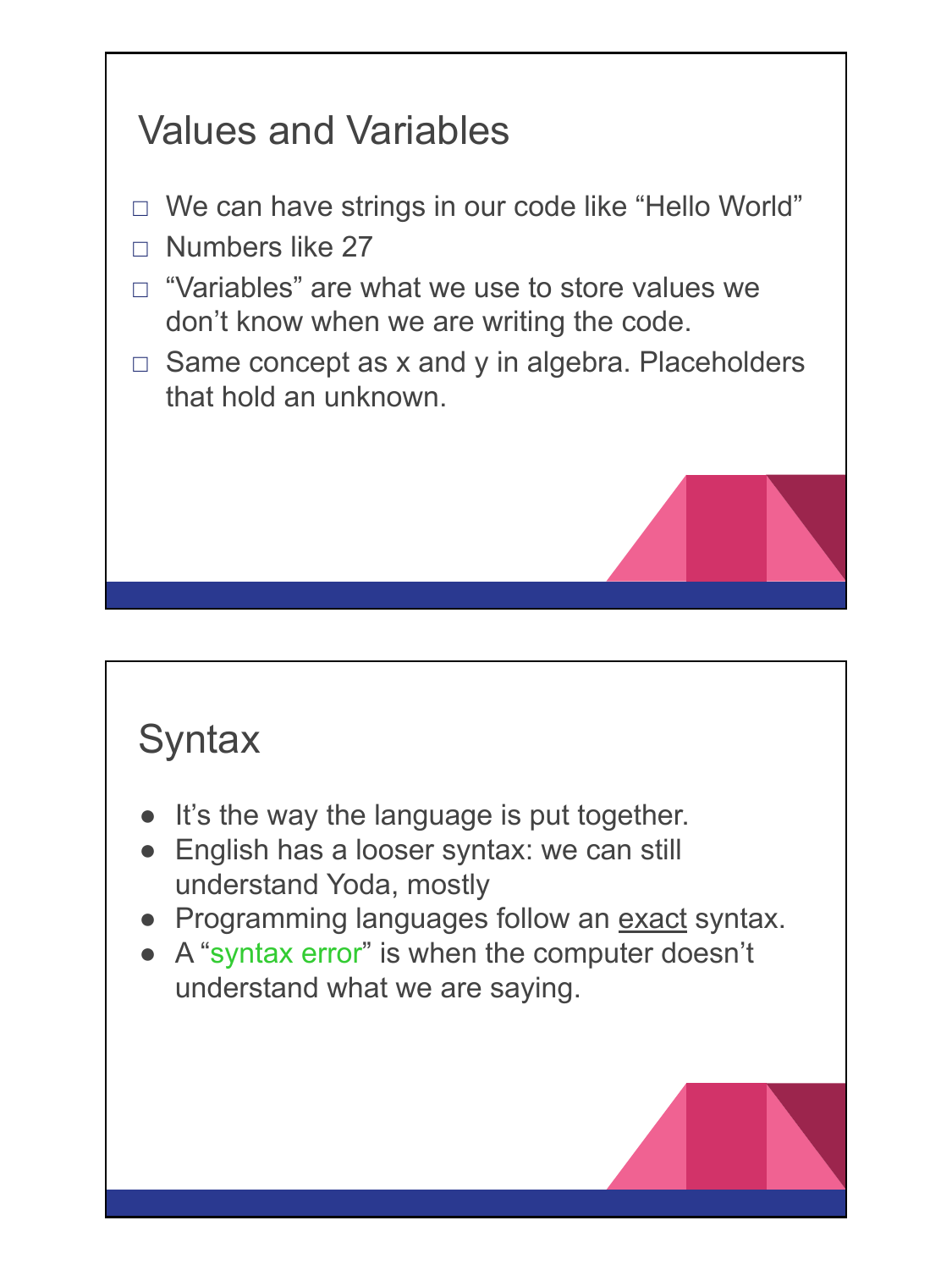## Values and Variables

- We can have strings in our code like “Hello World”
- Numbers like 27
- “Variables” are what we use to store values we don’t know when we are writing the code.
- Same concept as x and y in algebra. Placeholders that hold an unknown.

## Syntax

- It’s the way the language is put together.
- English has a looser syntax: we can still understand Yoda, mostly
- Programming languages follow an exact syntax.
- A “syntax error” is when the computer doesn’t understand what we are saying.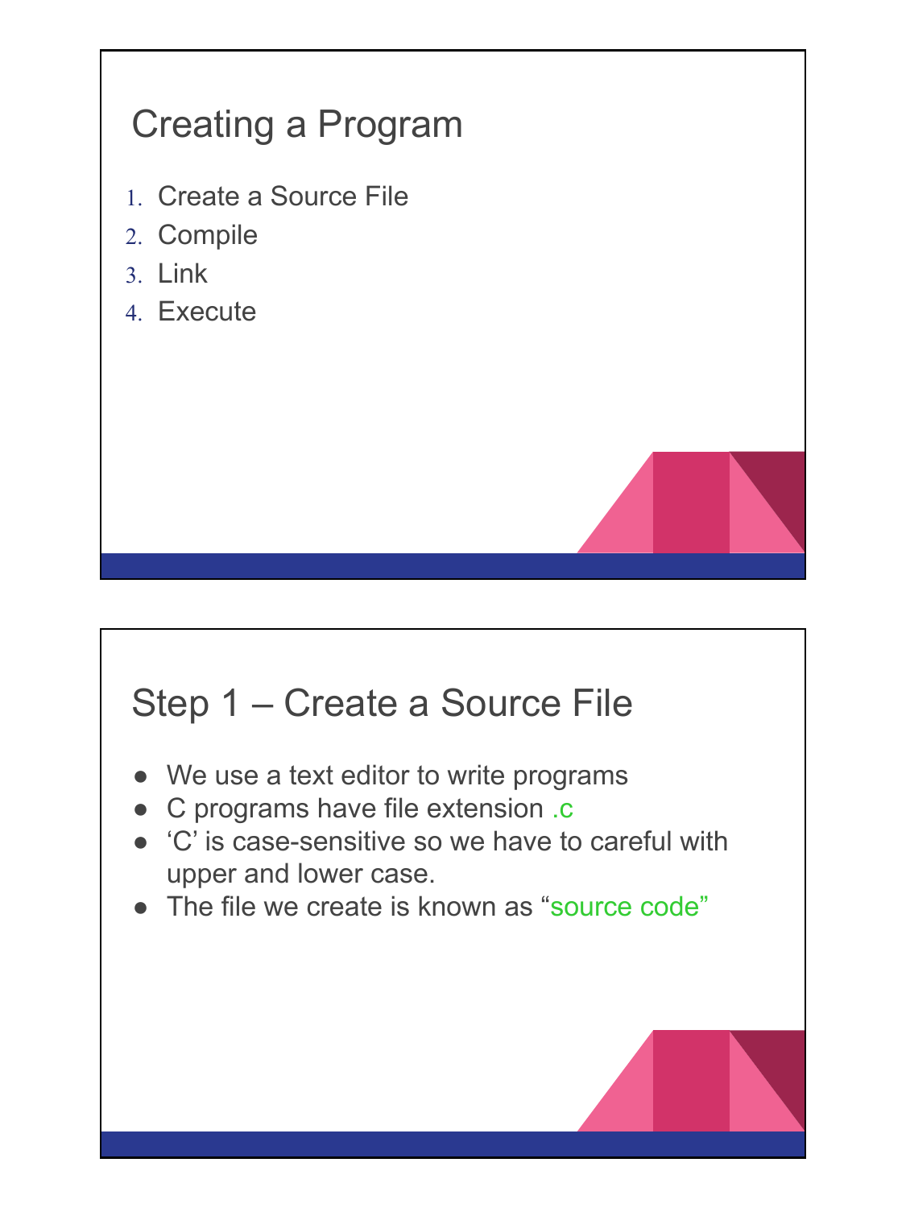## Creating a Program

1. Create a Source File
2. Compile
3. Link
4. Execute

## Step 1 – Create a Source File

- We use a text editor to write programs
- C programs have file extension .c
- ‘C’ is case-sensitive so we have to careful with upper and lower case.
- The file we create is known as “source code”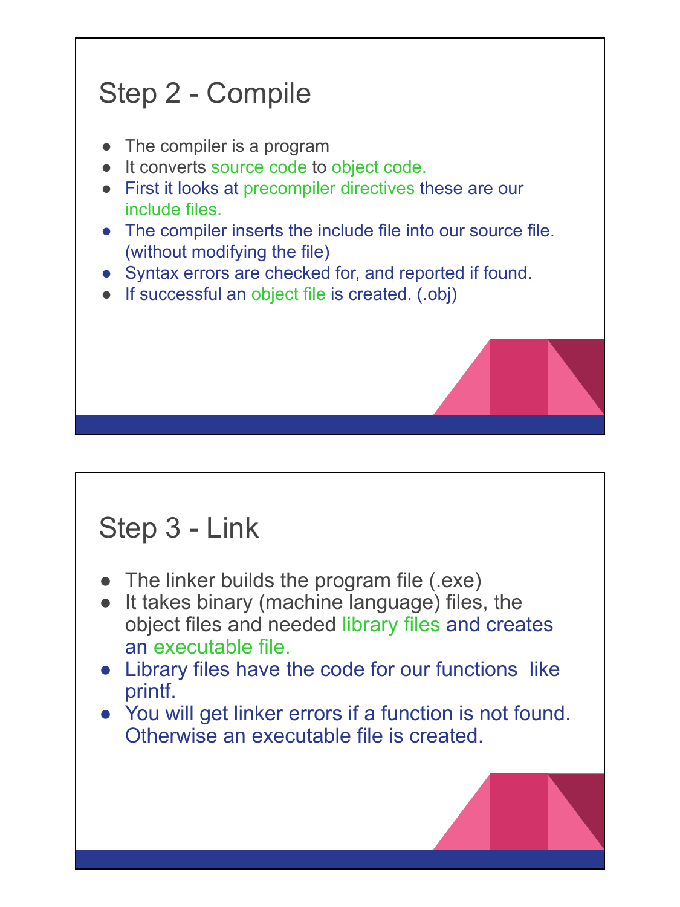## Step 2 - Compile

- The compiler is a program
- It converts source code to object code.
- First it looks at precompiler directives these are our include files.
- The compiler inserts the include file into our source file. (without modifying the file)
- Syntax errors are checked for, and reported if found.
- If successful an object file is created. (.obj)

## Step 3 - Link

- The linker builds the program file (.exe)
- It takes binary (machine language) files, the object files and needed library files and creates an executable file.
- Library files have the code for our functions like printf.
- You will get linker errors if a function is not found. Otherwise an executable file is created.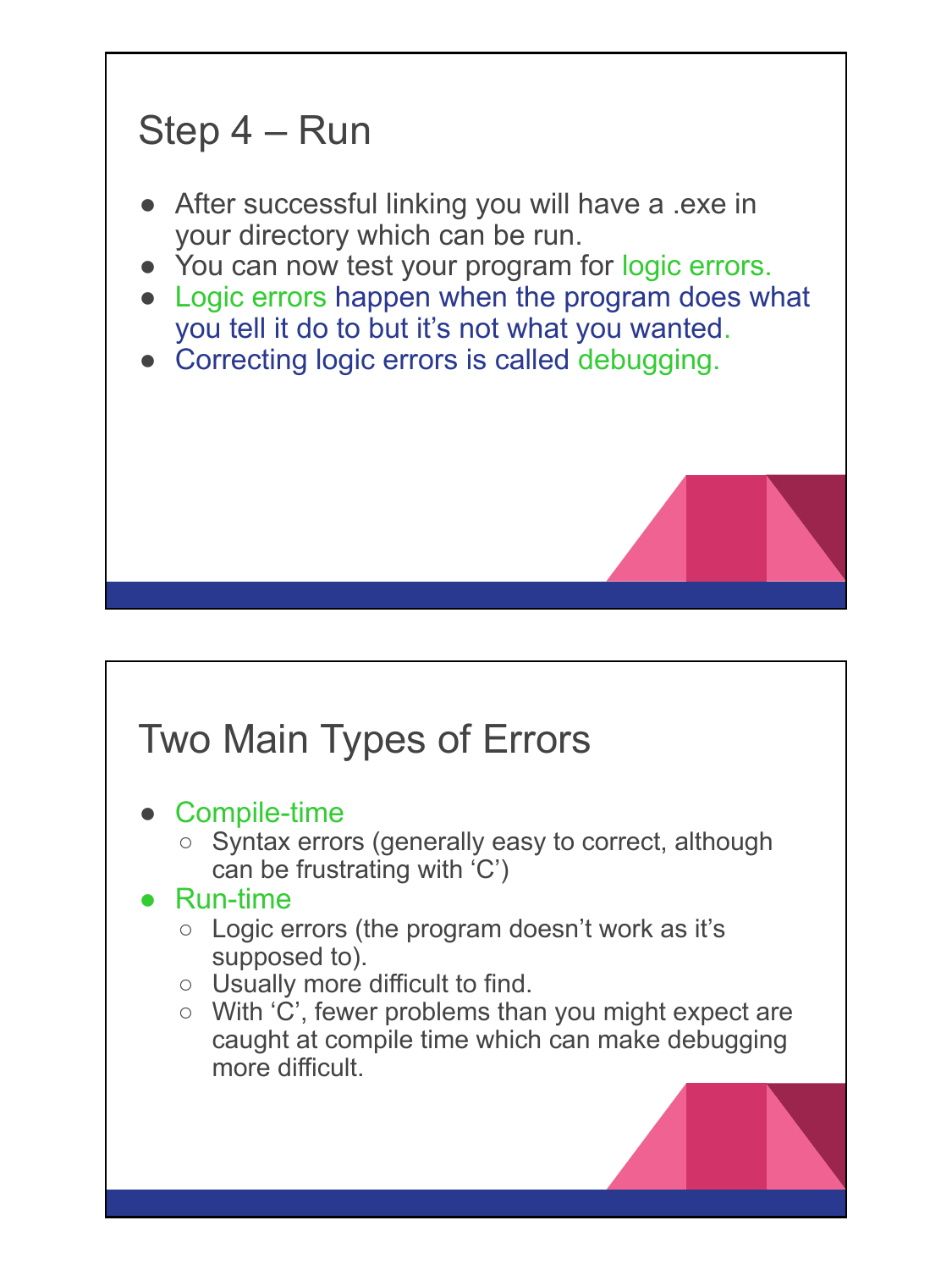## Step 4 – Run

- After successful linking you will have a .exe in your directory which can be run.
- You can now test your program for logic errors.
- Logic errors happen when the program does what you tell it do to but it's not what you wanted.
- Correcting logic errors is called debugging.

## Two Main Types of Errors

- Compile-time
  - Syntax errors (generally easy to correct, although can be frustrating with 'C')
- Run-time
  - Logic errors (the program doesn't work as it's supposed to).
  - Usually more difficult to find.
  - With 'C', fewer problems than you might expect are caught at compile time which can make debugging more difficult.